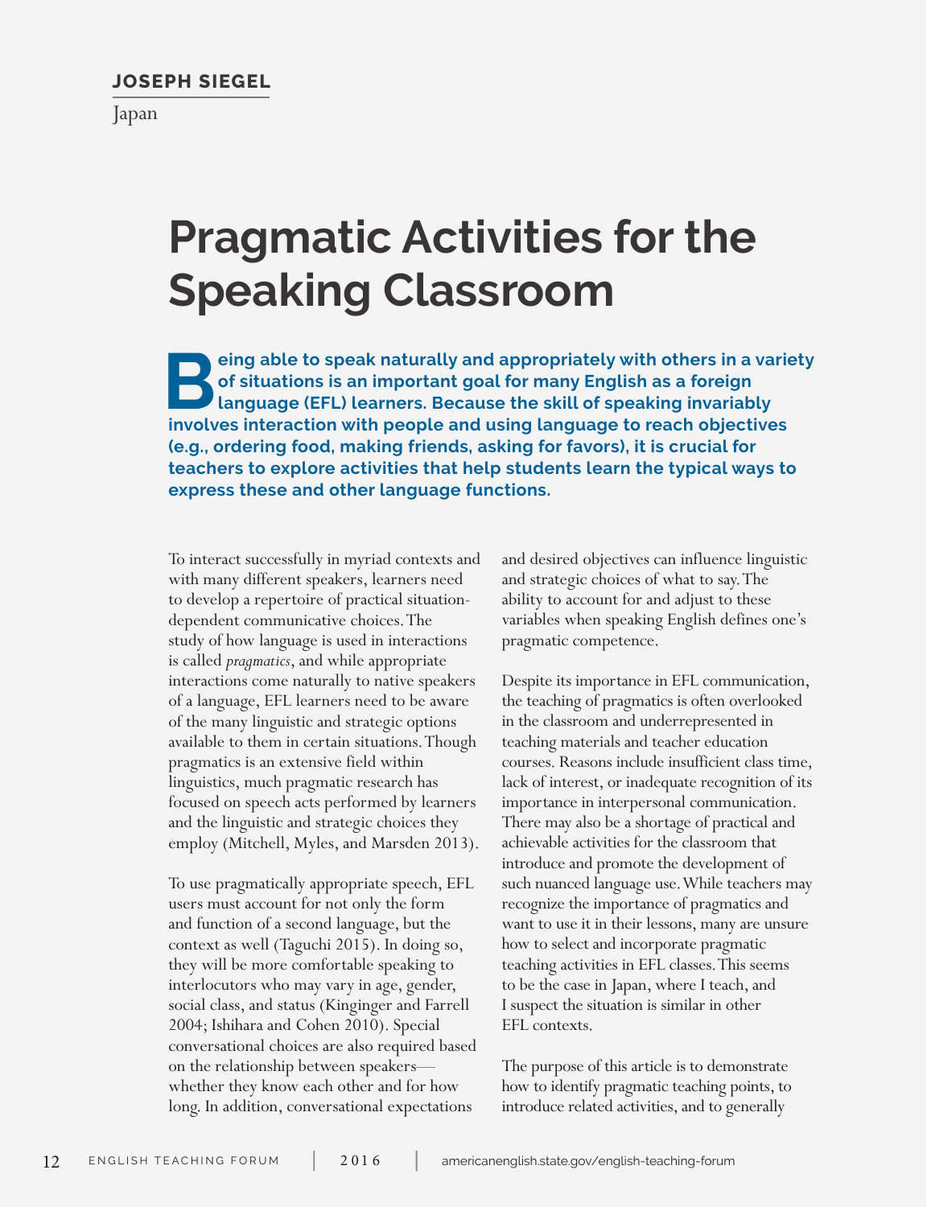**JOSEPH SIEGEL**

Japan

# Pragmatic Activities for the Speaking Classroom

**Being able to speak naturally and appropriately with others in a variety of situations is an important goal for many English as a foreign language (EFL) learners. Because the skill of speaking invariably involves interaction with people and using language to reach objectives (e.g., ordering food, making friends, asking for favors), it is crucial for teachers to explore activities that help students learn the typical ways to express these and other language functions.**

To interact successfully in myriad contexts and with many different speakers, learners need to develop a repertoire of practical situation-dependent communicative choices. The study of how language is used in interactions is called *pragmatics*, and while appropriate interactions come naturally to native speakers of a language, EFL learners need to be aware of the many linguistic and strategic options available to them in certain situations. Though pragmatics is an extensive field within linguistics, much pragmatic research has focused on speech acts performed by learners and the linguistic and strategic choices they employ (Mitchell, Myles, and Marsden 2013).

To use pragmatically appropriate speech, EFL users must account for not only the form and function of a second language, but the context as well (Taguchi 2015). In doing so, they will be more comfortable speaking to interlocutors who may vary in age, gender, social class, and status (Kinginger and Farrell 2004; Ishihara and Cohen 2010). Special conversational choices are also required based on the relationship between speakers—whether they know each other and for how long. In addition, conversational expectations and desired objectives can influence linguistic and strategic choices of what to say. The ability to account for and adjust to these variables when speaking English defines one's pragmatic competence.

Despite its importance in EFL communication, the teaching of pragmatics is often overlooked in the classroom and underrepresented in teaching materials and teacher education courses. Reasons include insufficient class time, lack of interest, or inadequate recognition of its importance in interpersonal communication. There may also be a shortage of practical and achievable activities for the classroom that introduce and promote the development of such nuanced language use. While teachers may recognize the importance of pragmatics and want to use it in their lessons, many are unsure how to select and incorporate pragmatic teaching activities in EFL classes. This seems to be the case in Japan, where I teach, and I suspect the situation is similar in other EFL contexts.

The purpose of this article is to demonstrate how to identify pragmatic teaching points, to introduce related activities, and to generally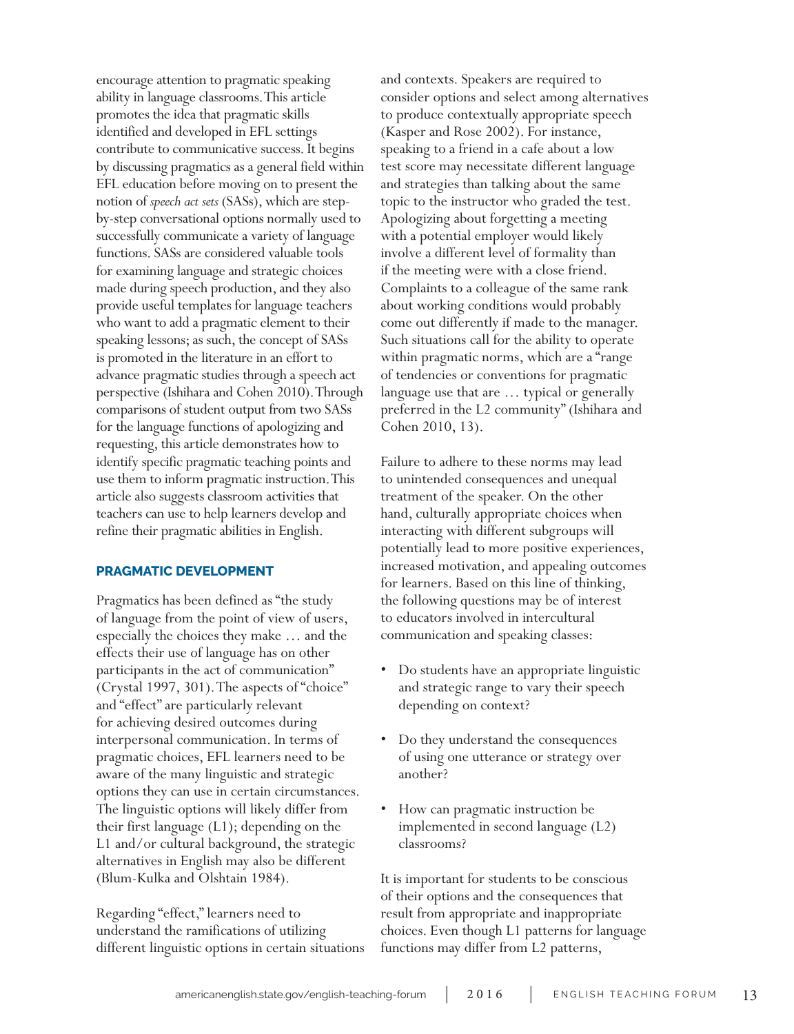encourage attention to pragmatic speaking ability in language classrooms. This article promotes the idea that pragmatic skills identified and developed in EFL settings contribute to communicative success. It begins by discussing pragmatics as a general field within EFL education before moving on to present the notion of *speech act sets* (SASs), which are step-by-step conversational options normally used to successfully communicate a variety of language functions. SASs are considered valuable tools for examining language and strategic choices made during speech production, and they also provide useful templates for language teachers who want to add a pragmatic element to their speaking lessons; as such, the concept of SASs is promoted in the literature in an effort to advance pragmatic studies through a speech act perspective (Ishihara and Cohen 2010). Through comparisons of student output from two SASs for the language functions of apologizing and requesting, this article demonstrates how to identify specific pragmatic teaching points and use them to inform pragmatic instruction. This article also suggests classroom activities that teachers can use to help learners develop and refine their pragmatic abilities in English.

## PRAGMATIC DEVELOPMENT

Pragmatics has been defined as "the study of language from the point of view of users, especially the choices they make … and the effects their use of language has on other participants in the act of communication" (Crystal 1997, 301). The aspects of "choice" and "effect" are particularly relevant for achieving desired outcomes during interpersonal communication. In terms of pragmatic choices, EFL learners need to be aware of the many linguistic and strategic options they can use in certain circumstances. The linguistic options will likely differ from their first language (L1); depending on the L1 and/or cultural background, the strategic alternatives in English may also be different (Blum-Kulka and Olshtain 1984).

Regarding "effect," learners need to understand the ramifications of utilizing different linguistic options in certain situations and contexts. Speakers are required to consider options and select among alternatives to produce contextually appropriate speech (Kasper and Rose 2002). For instance, speaking to a friend in a cafe about a low test score may necessitate different language and strategies than talking about the same topic to the instructor who graded the test. Apologizing about forgetting a meeting with a potential employer would likely involve a different level of formality than if the meeting were with a close friend. Complaints to a colleague of the same rank about working conditions would probably come out differently if made to the manager. Such situations call for the ability to operate within pragmatic norms, which are a "range of tendencies or conventions for pragmatic language use that are … typical or generally preferred in the L2 community" (Ishihara and Cohen 2010, 13).

Failure to adhere to these norms may lead to unintended consequences and unequal treatment of the speaker. On the other hand, culturally appropriate choices when interacting with different subgroups will potentially lead to more positive experiences, increased motivation, and appealing outcomes for learners. Based on this line of thinking, the following questions may be of interest to educators involved in intercultural communication and speaking classes:

- Do students have an appropriate linguistic and strategic range to vary their speech depending on context?
- Do they understand the consequences of using one utterance or strategy over another?
- How can pragmatic instruction be implemented in second language (L2) classrooms?

It is important for students to be conscious of their options and the consequences that result from appropriate and inappropriate choices. Even though L1 patterns for language functions may differ from L2 patterns,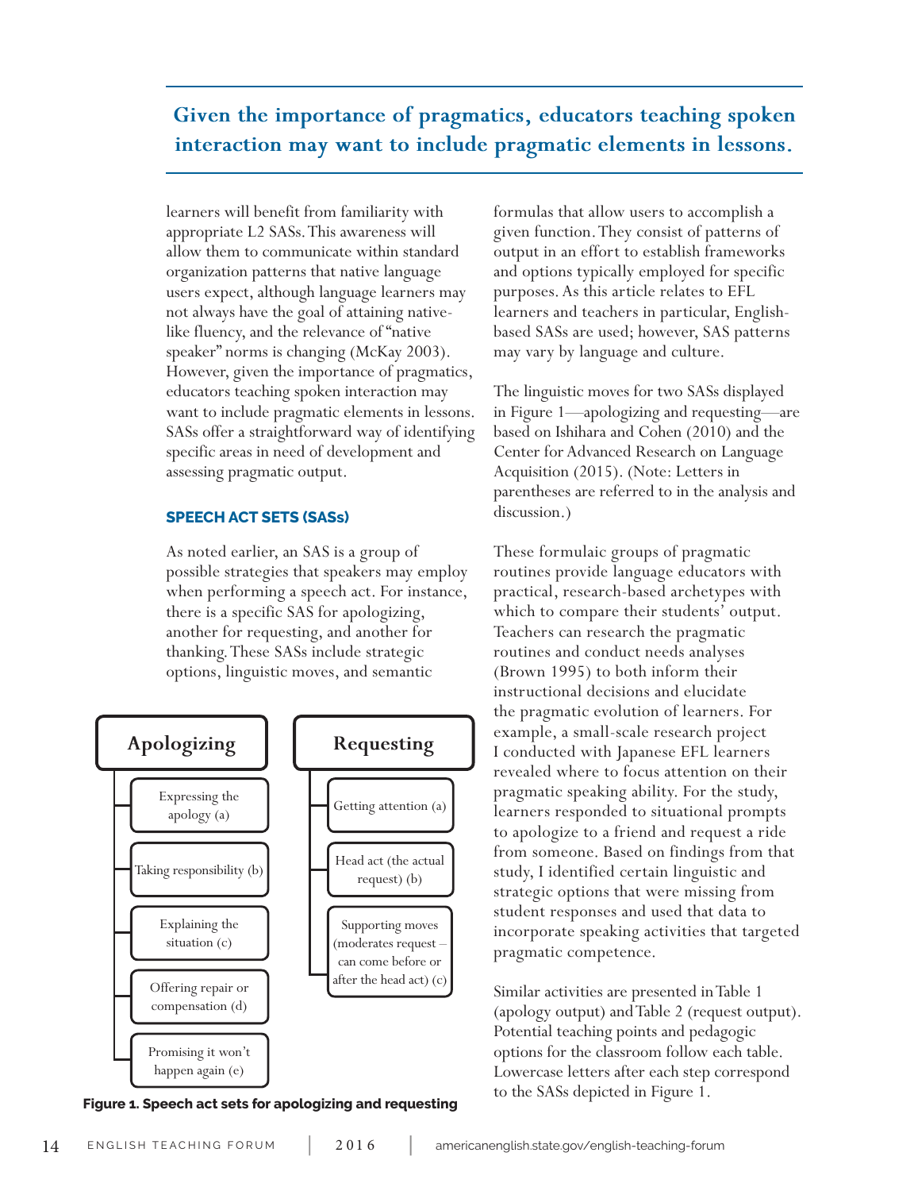**Given the importance of pragmatics, educators teaching spoken interaction may want to include pragmatic elements in lessons.**

learners will benefit from familiarity with appropriate L2 SASs. This awareness will allow them to communicate within standard organization patterns that native language users expect, although language learners may not always have the goal of attaining native-like fluency, and the relevance of "native speaker" norms is changing (McKay 2003). However, given the importance of pragmatics, educators teaching spoken interaction may want to include pragmatic elements in lessons. SASs offer a straightforward way of identifying specific areas in need of development and assessing pragmatic output.

## SPEECH ACT SETS (SASs)

As noted earlier, an SAS is a group of possible strategies that speakers may employ when performing a speech act. For instance, there is a specific SAS for apologizing, another for requesting, and another for thanking. These SASs include strategic options, linguistic moves, and semantic formulas that allow users to accomplish a given function. They consist of patterns of output in an effort to establish frameworks and options typically employed for specific purposes. As this article relates to EFL learners and teachers in particular, English-based SASs are used; however, SAS patterns may vary by language and culture.

**Apologizing**
- Expressing the apology (a)
- Taking responsibility (b)
- Explaining the situation (c)
- Offering repair or compensation (d)
- Promising it won't happen again (e)

**Requesting**
- Getting attention (a)
- Head act (the actual request) (b)
- Supporting moves (moderates request – can come before or after the head act) (c)

**Figure 1. Speech act sets for apologizing and requesting**

The linguistic moves for two SASs displayed in Figure 1—apologizing and requesting—are based on Ishihara and Cohen (2010) and the Center for Advanced Research on Language Acquisition (2015). (Note: Letters in parentheses are referred to in the analysis and discussion.)

These formulaic groups of pragmatic routines provide language educators with practical, research-based archetypes with which to compare their students' output. Teachers can research the pragmatic routines and conduct needs analyses (Brown 1995) to both inform their instructional decisions and elucidate the pragmatic evolution of learners. For example, a small-scale research project I conducted with Japanese EFL learners revealed where to focus attention on their pragmatic speaking ability. For the study, learners responded to situational prompts to apologize to a friend and request a ride from someone. Based on findings from that study, I identified certain linguistic and strategic options that were missing from student responses and used that data to incorporate speaking activities that targeted pragmatic competence.

Similar activities are presented in Table 1 (apology output) and Table 2 (request output). Potential teaching points and pedagogic options for the classroom follow each table. Lowercase letters after each step correspond to the SASs depicted in Figure 1.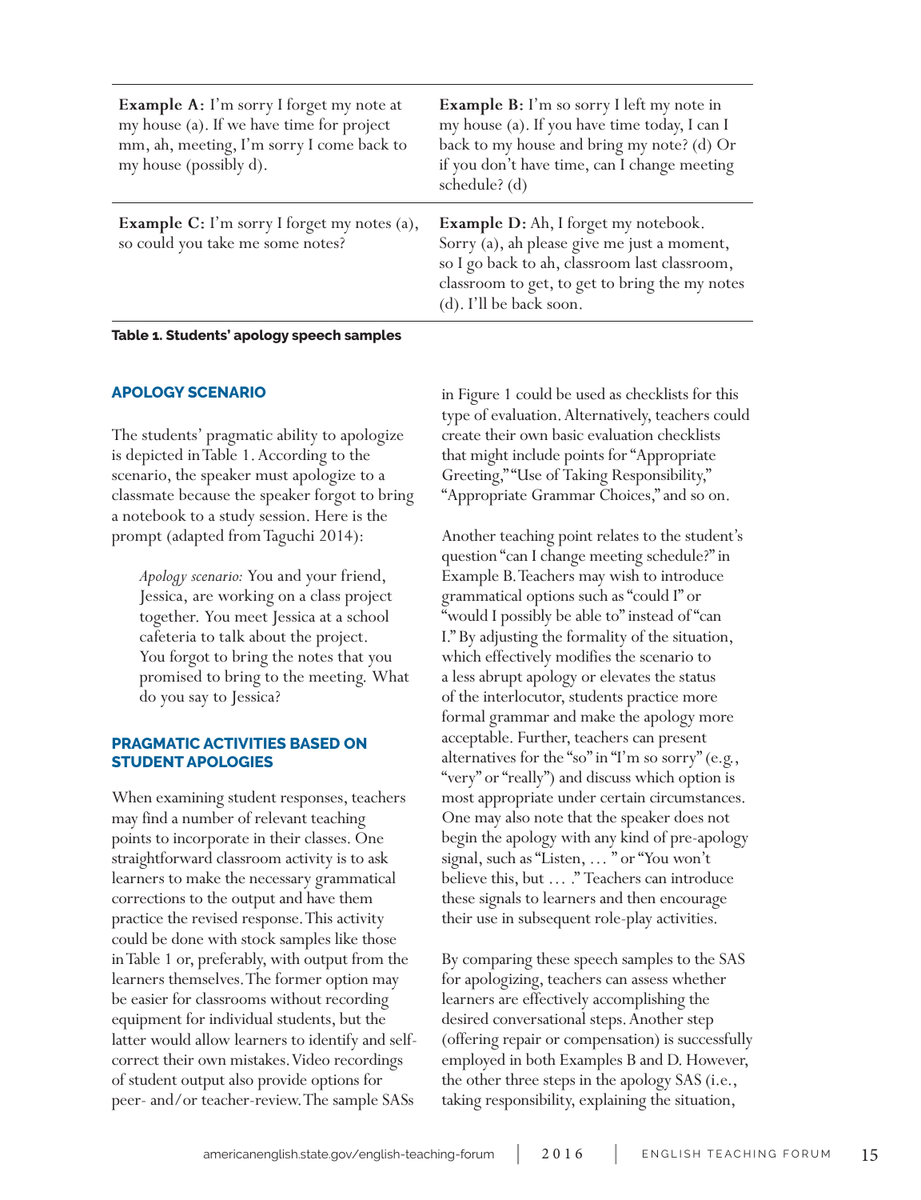| Example A: I'm sorry I forget my note at my house (a). If we have time for project mm, ah, meeting, I'm sorry I come back to my house (possibly d). | Example B: I'm so sorry I left my note in my house (a). If you have time today, I can I back to my house and bring my note? (d) Or if you don't have time, can I change meeting schedule? (d) |
|---|---|
| Example C: I'm sorry I forget my notes (a), so could you take me some notes? | Example D: Ah, I forget my notebook. Sorry (a), ah please give me just a moment, so I go back to ah, classroom last classroom, classroom to get, to get to bring the my notes (d). I'll be back soon. |

**Table 1. Students' apology speech samples**

## APOLOGY SCENARIO

The students' pragmatic ability to apologize is depicted in Table 1. According to the scenario, the speaker must apologize to a classmate because the speaker forgot to bring a notebook to a study session. Here is the prompt (adapted from Taguchi 2014):

> *Apology scenario:* You and your friend, Jessica, are working on a class project together. You meet Jessica at a school cafeteria to talk about the project. You forgot to bring the notes that you promised to bring to the meeting. What do you say to Jessica?

## PRAGMATIC ACTIVITIES BASED ON STUDENT APOLOGIES

When examining student responses, teachers may find a number of relevant teaching points to incorporate in their classes. One straightforward classroom activity is to ask learners to make the necessary grammatical corrections to the output and have them practice the revised response. This activity could be done with stock samples like those in Table 1 or, preferably, with output from the learners themselves. The former option may be easier for classrooms without recording equipment for individual students, but the latter would allow learners to identify and self-correct their own mistakes. Video recordings of student output also provide options for peer- and/or teacher-review. The sample SASs in Figure 1 could be used as checklists for this type of evaluation. Alternatively, teachers could create their own basic evaluation checklists that might include points for "Appropriate Greeting," "Use of Taking Responsibility," "Appropriate Grammar Choices," and so on.

Another teaching point relates to the student's question "can I change meeting schedule?" in Example B. Teachers may wish to introduce grammatical options such as "could I" or "would I possibly be able to" instead of "can I." By adjusting the formality of the situation, which effectively modifies the scenario to a less abrupt apology or elevates the status of the interlocutor, students practice more formal grammar and make the apology more acceptable. Further, teachers can present alternatives for the "so" in "I'm so sorry" (e.g., "very" or "really") and discuss which option is most appropriate under certain circumstances. One may also note that the speaker does not begin the apology with any kind of pre-apology signal, such as "Listen, … " or "You won't believe this, but … ." Teachers can introduce these signals to learners and then encourage their use in subsequent role-play activities.

By comparing these speech samples to the SAS for apologizing, teachers can assess whether learners are effectively accomplishing the desired conversational steps. Another step (offering repair or compensation) is successfully employed in both Examples B and D. However, the other three steps in the apology SAS (i.e., taking responsibility, explaining the situation,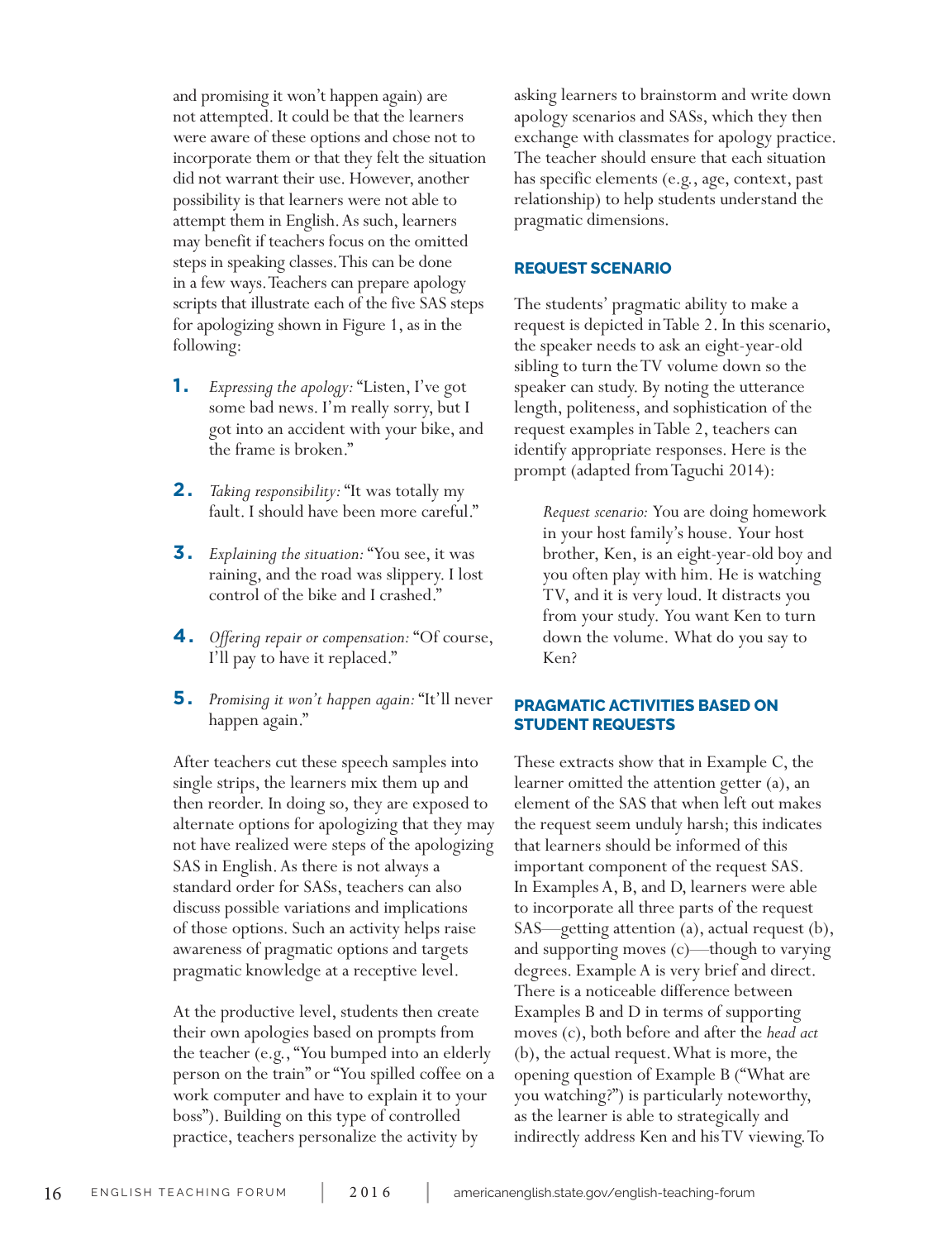and promising it won't happen again) are not attempted. It could be that the learners were aware of these options and chose not to incorporate them or that they felt the situation did not warrant their use. However, another possibility is that learners were not able to attempt them in English. As such, learners may benefit if teachers focus on the omitted steps in speaking classes. This can be done in a few ways. Teachers can prepare apology scripts that illustrate each of the five SAS steps for apologizing shown in Figure 1, as in the following:

1. *Expressing the apology:* "Listen, I've got some bad news. I'm really sorry, but I got into an accident with your bike, and the frame is broken."
2. *Taking responsibility:* "It was totally my fault. I should have been more careful."
3. *Explaining the situation:* "You see, it was raining, and the road was slippery. I lost control of the bike and I crashed."
4. *Offering repair or compensation:* "Of course, I'll pay to have it replaced."
5. *Promising it won't happen again:* "It'll never happen again."

After teachers cut these speech samples into single strips, the learners mix them up and then reorder. In doing so, they are exposed to alternate options for apologizing that they may not have realized were steps of the apologizing SAS in English. As there is not always a standard order for SASs, teachers can also discuss possible variations and implications of those options. Such an activity helps raise awareness of pragmatic options and targets pragmatic knowledge at a receptive level.

At the productive level, students then create their own apologies based on prompts from the teacher (e.g., "You bumped into an elderly person on the train" or "You spilled coffee on a work computer and have to explain it to your boss"). Building on this type of controlled practice, teachers personalize the activity by asking learners to brainstorm and write down apology scenarios and SASs, which they then exchange with classmates for apology practice. The teacher should ensure that each situation has specific elements (e.g., age, context, past relationship) to help students understand the pragmatic dimensions.

## REQUEST SCENARIO

The students' pragmatic ability to make a request is depicted in Table 2. In this scenario, the speaker needs to ask an eight-year-old sibling to turn the TV volume down so the speaker can study. By noting the utterance length, politeness, and sophistication of the request examples in Table 2, teachers can identify appropriate responses. Here is the prompt (adapted from Taguchi 2014):

> *Request scenario:* You are doing homework in your host family's house. Your host brother, Ken, is an eight-year-old boy and you often play with him. He is watching TV, and it is very loud. It distracts you from your study. You want Ken to turn down the volume. What do you say to Ken?

## PRAGMATIC ACTIVITIES BASED ON STUDENT REQUESTS

These extracts show that in Example C, the learner omitted the attention getter (a), an element of the SAS that when left out makes the request seem unduly harsh; this indicates that learners should be informed of this important component of the request SAS. In Examples A, B, and D, learners were able to incorporate all three parts of the request SAS—getting attention (a), actual request (b), and supporting moves (c)—though to varying degrees. Example A is very brief and direct. There is a noticeable difference between Examples B and D in terms of supporting moves (c), both before and after the *head act* (b), the actual request. What is more, the opening question of Example B ("What are you watching?") is particularly noteworthy, as the learner is able to strategically and indirectly address Ken and his TV viewing. To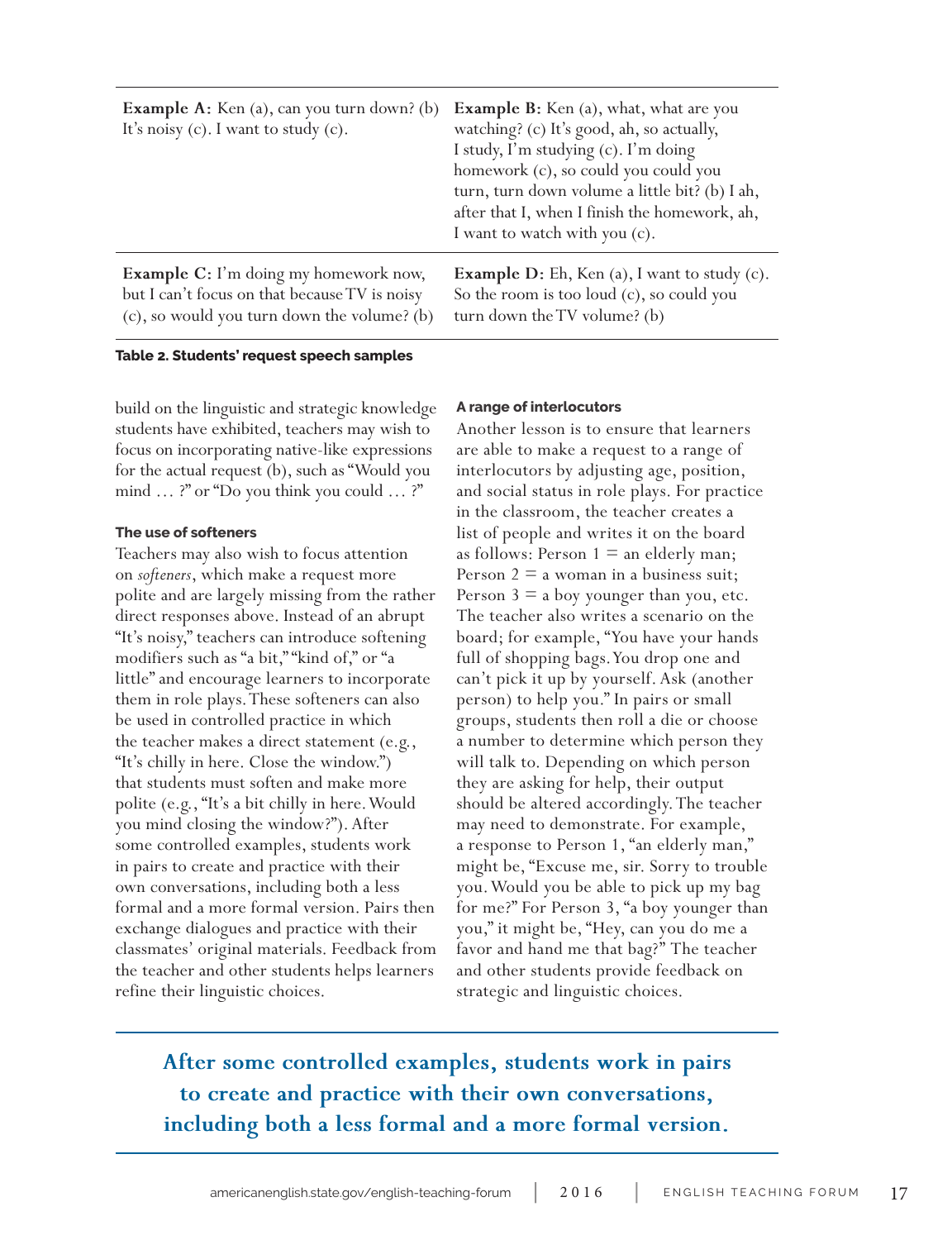| | |
|---|---|
| **Example A:** Ken (a), can you turn down? (b) It's noisy (c). I want to study (c). | **Example B:** Ken (a), what, what are you watching? (c) It's good, ah, so actually, I study, I'm studying (c). I'm doing homework (c), so could you could you turn, turn down volume a little bit? (b) I ah, after that I, when I finish the homework, ah, I want to watch with you (c). |
| **Example C:** I'm doing my homework now, but I can't focus on that because TV is noisy (c), so would you turn down the volume? (b) | **Example D:** Eh, Ken (a), I want to study (c). So the room is too loud (c), so could you turn down the TV volume? (b) |

**Table 2. Students' request speech samples**

build on the linguistic and strategic knowledge students have exhibited, teachers may wish to focus on incorporating native-like expressions for the actual request (b), such as "Would you mind … ?" or "Do you think you could … ?"

#### The use of softeners

Teachers may also wish to focus attention on *softeners*, which make a request more polite and are largely missing from the rather direct responses above. Instead of an abrupt "It's noisy," teachers can introduce softening modifiers such as "a bit," "kind of," or "a little" and encourage learners to incorporate them in role plays. These softeners can also be used in controlled practice in which the teacher makes a direct statement (e.g., "It's chilly in here. Close the window.") that students must soften and make more polite (e.g., "It's a bit chilly in here. Would you mind closing the window?"). After some controlled examples, students work in pairs to create and practice with their own conversations, including both a less formal and a more formal version. Pairs then exchange dialogues and practice with their classmates' original materials. Feedback from the teacher and other students helps learners refine their linguistic choices.

#### A range of interlocutors

Another lesson is to ensure that learners are able to make a request to a range of interlocutors by adjusting age, position, and social status in role plays. For practice in the classroom, the teacher creates a list of people and writes it on the board as follows: Person 1 = an elderly man; Person 2 = a woman in a business suit; Person 3 = a boy younger than you, etc. The teacher also writes a scenario on the board; for example, "You have your hands full of shopping bags. You drop one and can't pick it up by yourself. Ask (another person) to help you." In pairs or small groups, students then roll a die or choose a number to determine which person they will talk to. Depending on which person they are asking for help, their output should be altered accordingly. The teacher may need to demonstrate. For example, a response to Person 1, "an elderly man," might be, "Excuse me, sir. Sorry to trouble you. Would you be able to pick up my bag for me?" For Person 3, "a boy younger than you," it might be, "Hey, can you do me a favor and hand me that bag?" The teacher and other students provide feedback on strategic and linguistic choices.

**After some controlled examples, students work in pairs to create and practice with their own conversations, including both a less formal and a more formal version.**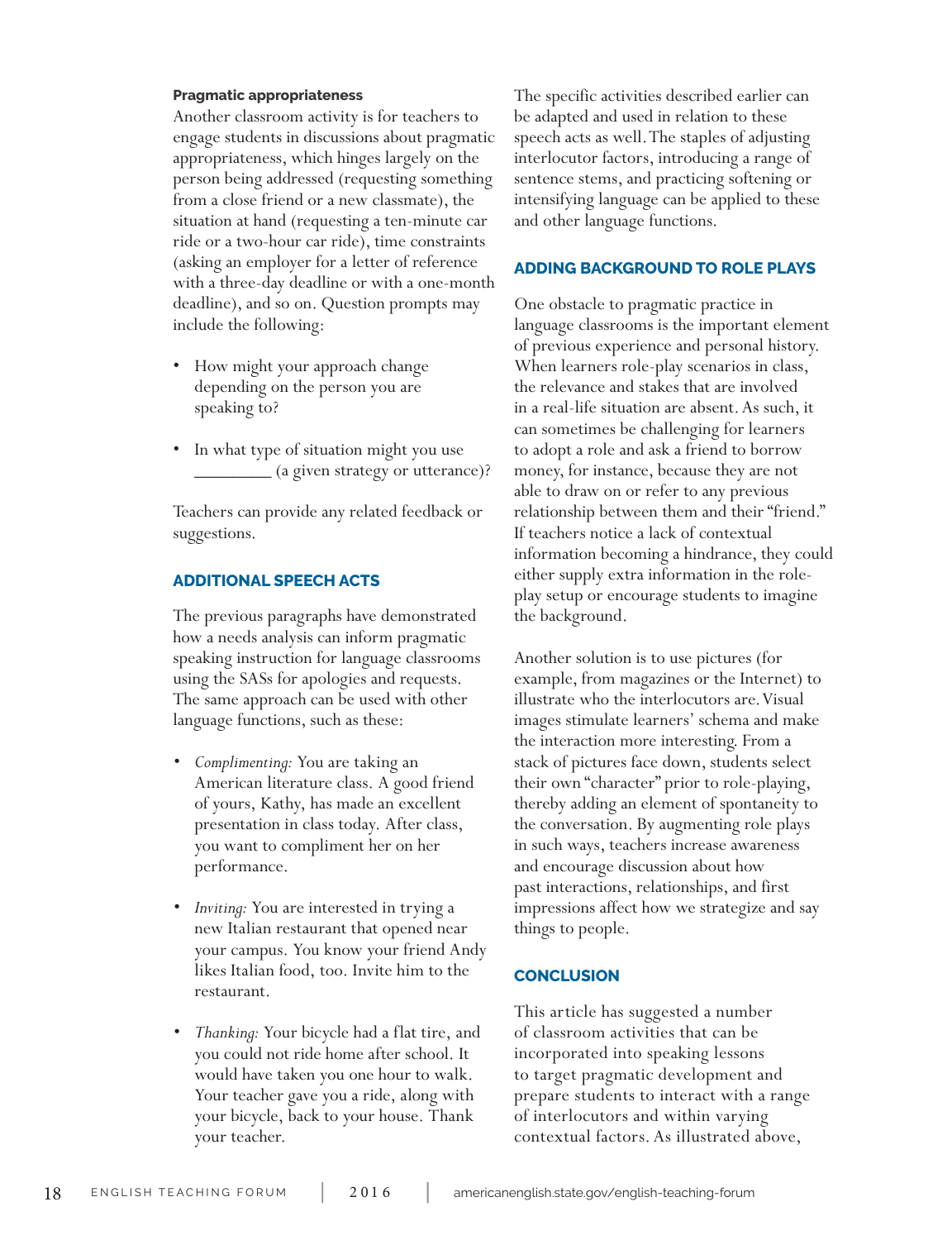### Pragmatic appropriateness

Another classroom activity is for teachers to engage students in discussions about pragmatic appropriateness, which hinges largely on the person being addressed (requesting something from a close friend or a new classmate), the situation at hand (requesting a ten-minute car ride or a two-hour car ride), time constraints (asking an employer for a letter of reference with a three-day deadline or with a one-month deadline), and so on. Question prompts may include the following:

- How might your approach change depending on the person you are speaking to?
- In what type of situation might you use ________ (a given strategy or utterance)?

Teachers can provide any related feedback or suggestions.

## ADDITIONAL SPEECH ACTS

The previous paragraphs have demonstrated how a needs analysis can inform pragmatic speaking instruction for language classrooms using the SASs for apologies and requests. The same approach can be used with other language functions, such as these:

- *Complimenting:* You are taking an American literature class. A good friend of yours, Kathy, has made an excellent presentation in class today. After class, you want to compliment her on her performance.
- *Inviting:* You are interested in trying a new Italian restaurant that opened near your campus. You know your friend Andy likes Italian food, too. Invite him to the restaurant.
- *Thanking:* Your bicycle had a flat tire, and you could not ride home after school. It would have taken you one hour to walk. Your teacher gave you a ride, along with your bicycle, back to your house. Thank your teacher.

The specific activities described earlier can be adapted and used in relation to these speech acts as well. The staples of adjusting interlocutor factors, introducing a range of sentence stems, and practicing softening or intensifying language can be applied to these and other language functions.

## ADDING BACKGROUND TO ROLE PLAYS

One obstacle to pragmatic practice in language classrooms is the important element of previous experience and personal history. When learners role-play scenarios in class, the relevance and stakes that are involved in a real-life situation are absent. As such, it can sometimes be challenging for learners to adopt a role and ask a friend to borrow money, for instance, because they are not able to draw on or refer to any previous relationship between them and their "friend." If teachers notice a lack of contextual information becoming a hindrance, they could either supply extra information in the role-play setup or encourage students to imagine the background.

Another solution is to use pictures (for example, from magazines or the Internet) to illustrate who the interlocutors are. Visual images stimulate learners' schema and make the interaction more interesting. From a stack of pictures face down, students select their own "character" prior to role-playing, thereby adding an element of spontaneity to the conversation. By augmenting role plays in such ways, teachers increase awareness and encourage discussion about how past interactions, relationships, and first impressions affect how we strategize and say things to people.

## CONCLUSION

This article has suggested a number of classroom activities that can be incorporated into speaking lessons to target pragmatic development and prepare students to interact with a range of interlocutors and within varying contextual factors. As illustrated above,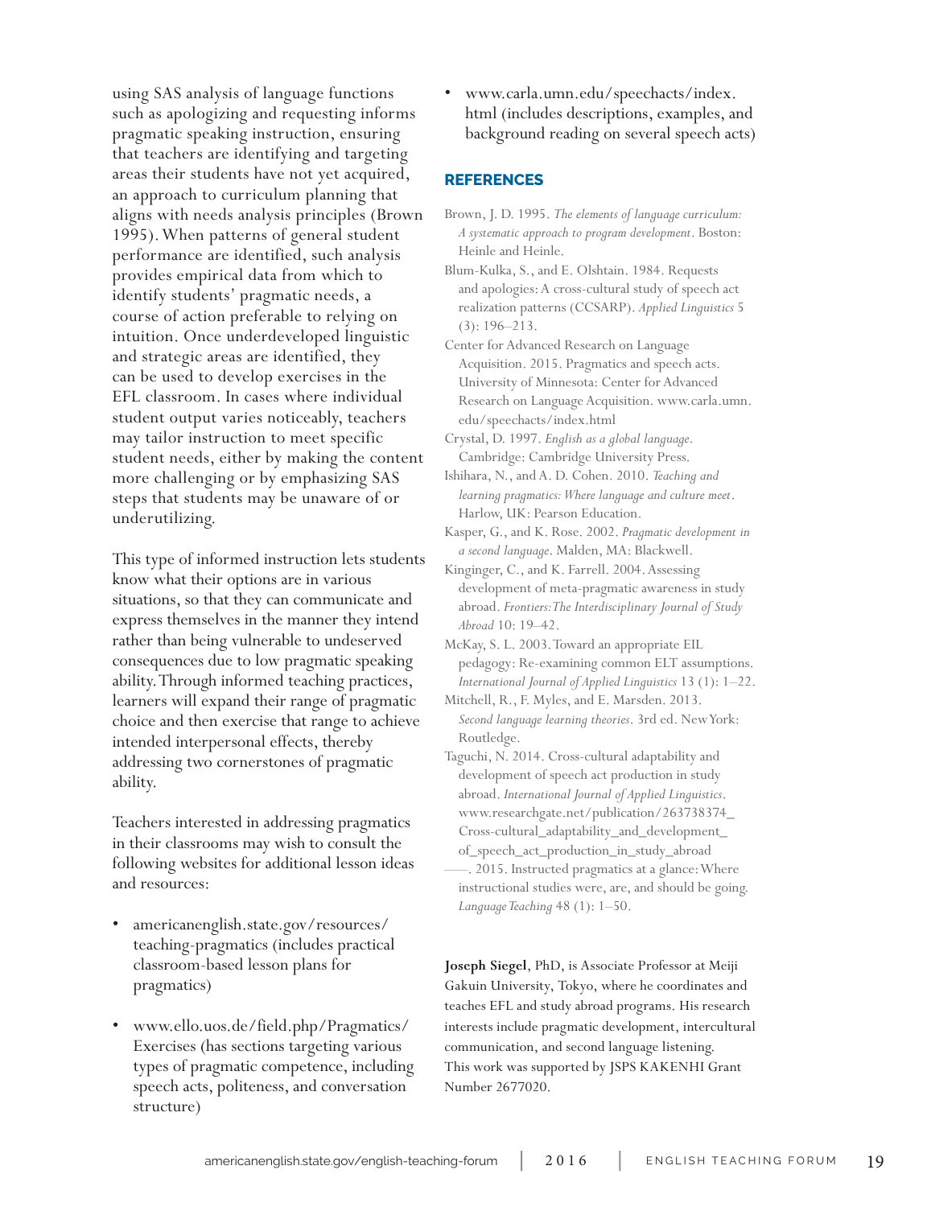using SAS analysis of language functions such as apologizing and requesting informs pragmatic speaking instruction, ensuring that teachers are identifying and targeting areas their students have not yet acquired, an approach to curriculum planning that aligns with needs analysis principles (Brown 1995). When patterns of general student performance are identified, such analysis provides empirical data from which to identify students' pragmatic needs, a course of action preferable to relying on intuition. Once underdeveloped linguistic and strategic areas are identified, they can be used to develop exercises in the EFL classroom. In cases where individual student output varies noticeably, teachers may tailor instruction to meet specific student needs, either by making the content more challenging or by emphasizing SAS steps that students may be unaware of or underutilizing.

This type of informed instruction lets students know what their options are in various situations, so that they can communicate and express themselves in the manner they intend rather than being vulnerable to undeserved consequences due to low pragmatic speaking ability. Through informed teaching practices, learners will expand their range of pragmatic choice and then exercise that range to achieve intended interpersonal effects, thereby addressing two cornerstones of pragmatic ability.

Teachers interested in addressing pragmatics in their classrooms may wish to consult the following websites for additional lesson ideas and resources:

- americanenglish.state.gov/resources/teaching-pragmatics (includes practical classroom-based lesson plans for pragmatics)
- www.ello.uos.de/field.php/Pragmatics/Exercises (has sections targeting various types of pragmatic competence, including speech acts, politeness, and conversation structure)
- www.carla.umn.edu/speechacts/index.html (includes descriptions, examples, and background reading on several speech acts)

## REFERENCES

Brown, J. D. 1995. *The elements of language curriculum: A systematic approach to program development*. Boston: Heinle and Heinle.

Blum-Kulka, S., and E. Olshtain. 1984. Requests and apologies: A cross-cultural study of speech act realization patterns (CCSARP). *Applied Linguistics* 5 (3): 196–213.

Center for Advanced Research on Language Acquisition. 2015. Pragmatics and speech acts. University of Minnesota: Center for Advanced Research on Language Acquisition. www.carla.umn.edu/speechacts/index.html

Crystal, D. 1997. *English as a global language*. Cambridge: Cambridge University Press.

Ishihara, N., and A. D. Cohen. 2010. *Teaching and learning pragmatics: Where language and culture meet*. Harlow, UK: Pearson Education.

Kasper, G., and K. Rose. 2002. *Pragmatic development in a second language*. Malden, MA: Blackwell.

Kinginger, C., and K. Farrell. 2004. Assessing development of meta-pragmatic awareness in study abroad. *Frontiers: The Interdisciplinary Journal of Study Abroad* 10: 19–42.

McKay, S. L. 2003. Toward an appropriate EIL pedagogy: Re-examining common ELT assumptions. *International Journal of Applied Linguistics* 13 (1): 1–22.

Mitchell, R., F. Myles, and E. Marsden. 2013. *Second language learning theories*. 3rd ed. New York: Routledge.

Taguchi, N. 2014. Cross-cultural adaptability and development of speech act production in study abroad. *International Journal of Applied Linguistics*. www.researchgate.net/publication/263738374_Cross-cultural_adaptability_and_development_of_speech_act_production_in_study_abroad

——. 2015. Instructed pragmatics at a glance: Where instructional studies were, are, and should be going. *Language Teaching* 48 (1): 1–50.

**Joseph Siegel**, PhD, is Associate Professor at Meiji Gakuin University, Tokyo, where he coordinates and teaches EFL and study abroad programs. His research interests include pragmatic development, intercultural communication, and second language listening. This work was supported by JSPS KAKENHI Grant Number 2677020.